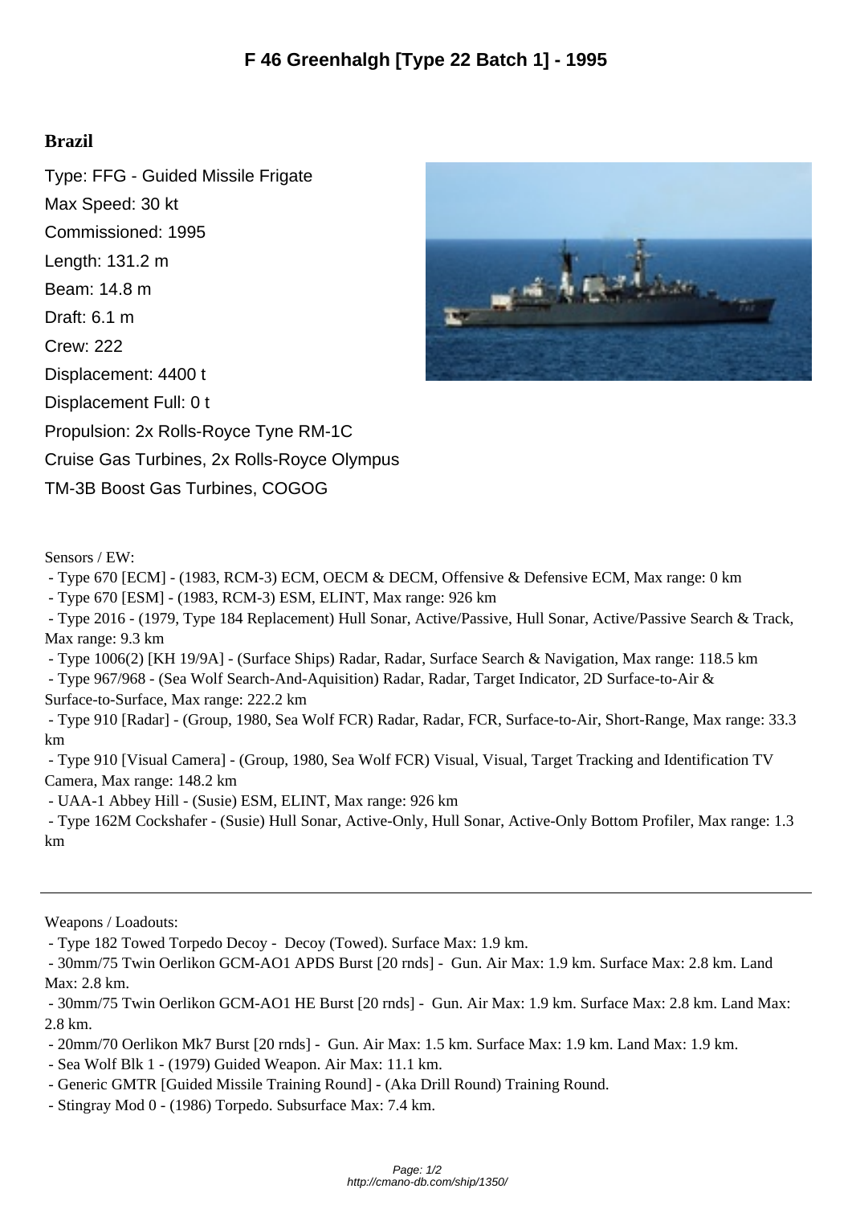# F 46 Greenhalgh [Type 22 Batch 1] - 1995

## Brazil

Type: FFG - Guided Missile Frigate

Max Speed: 30 kt

Commissioned: 1995

Length: 131.2 m

Beam: 14.8 m

Draft: 6.1 m

Crew: 222

Displacement: 4400 t

Displacement Full: 0 t

Propulsion: 2x Rolls-Royce Tyne RM-1C Cruise Gas Turbines, 2x Rolls-Royce Olympus TM-3B Boost Gas Turbines, COGOG

Sensors / EW:

- Type 670 [ECM] - (1983, RCM-3) ECM, OECM & DECM, Offensive & Defensive ECM, Max range: 0 km
- Type 670 [ESM] - (1983, RCM-3) ESM, ELINT, Max range: 926 km
- Type 2016 - (1979, Type 184 Replacement) Hull Sonar, Active/Passive, Hull Sonar, Active/Passive Search & Track, Max range: 9.3 km
- Type 1006(2) [KH 19/9A] - (Surface Ships) Radar, Radar, Surface Search & Navigation, Max range: 118.5 km
- Type 967/968 - (Sea Wolf Search-And-Aquisition) Radar, Radar, Target Indicator, 2D Surface-to-Air & Surface-to-Surface, Max range: 222.2 km
- Type 910 [Radar] - (Group, 1980, Sea Wolf FCR) Radar, Radar, FCR, Surface-to-Air, Short-Range, Max range: 33.3 km
- Type 910 [Visual Camera] - (Group, 1980, Sea Wolf FCR) Visual, Visual, Target Tracking and Identification TV Camera, Max range: 148.2 km
- UAA-1 Abbey Hill - (Susie) ESM, ELINT, Max range: 926 km
- Type 162M Cockshafer - (Susie) Hull Sonar, Active-Only, Hull Sonar, Active-Only Bottom Profiler, Max range: 1.3 km

---

Weapons / Loadouts:

- Type 182 Towed Torpedo Decoy - Decoy (Towed). Surface Max: 1.9 km.
- 30mm/75 Twin Oerlikon GCM-AO1 APDS Burst [20 rnds] - Gun. Air Max: 1.9 km. Surface Max: 2.8 km. Land Max: 2.8 km.
- 30mm/75 Twin Oerlikon GCM-AO1 HE Burst [20 rnds] - Gun. Air Max: 1.9 km. Surface Max: 2.8 km. Land Max: 2.8 km.
- 20mm/70 Oerlikon Mk7 Burst [20 rnds] - Gun. Air Max: 1.5 km. Surface Max: 1.9 km. Land Max: 1.9 km.
- Sea Wolf Blk 1 - (1979) Guided Weapon. Air Max: 11.1 km.
- Generic GMTR [Guided Missile Training Round] - (Aka Drill Round) Training Round.
- Stingray Mod 0 - (1986) Torpedo. Subsurface Max: 7.4 km.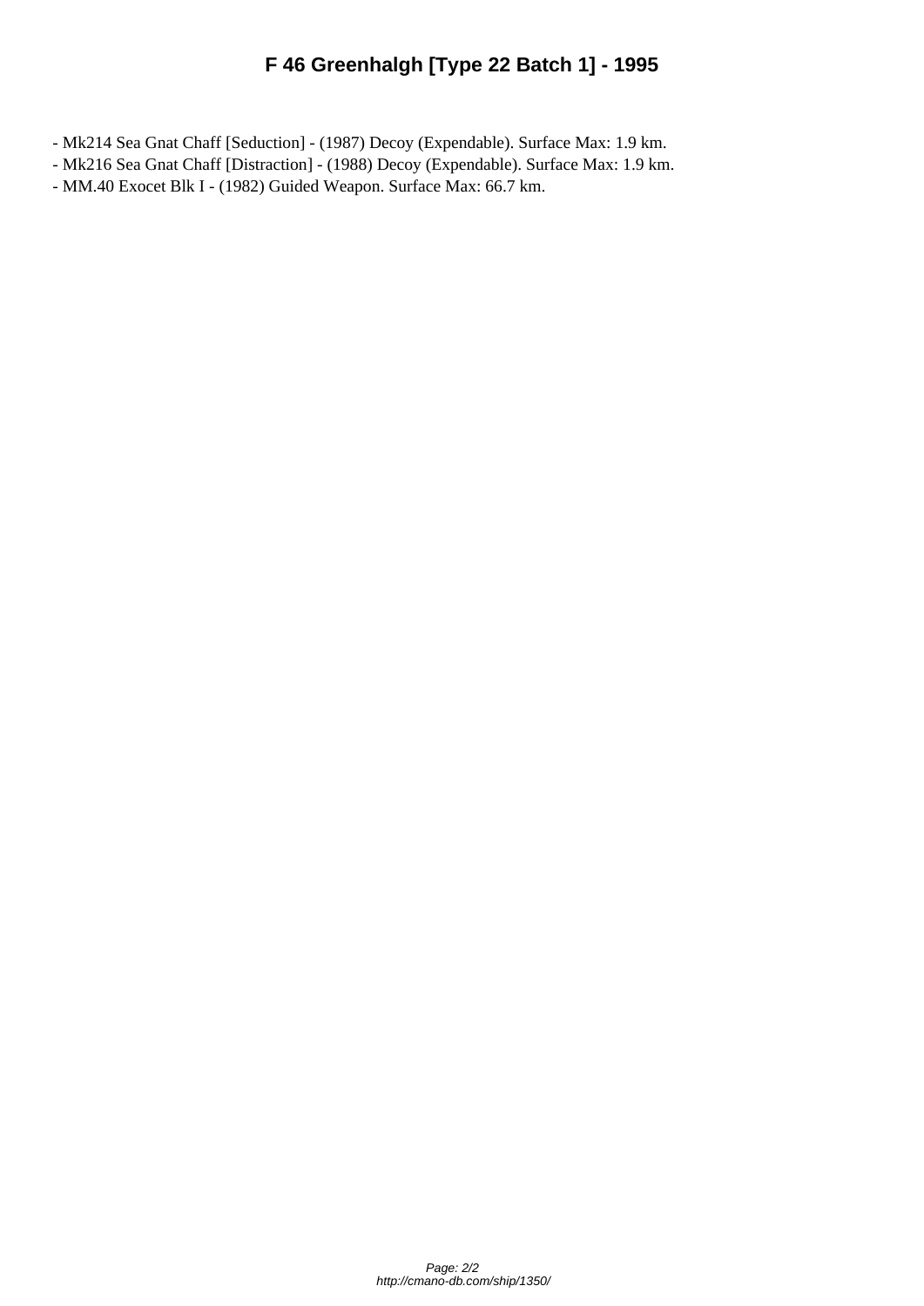- Mk214 Sea Gnat Chaff [Seduction] - (1987) Decoy (Expendable). Surface Max: 1.9 km.
- Mk216 Sea Gnat Chaff [Distraction] - (1988) Decoy (Expendable). Surface Max: 1.9 km.
- MM.40 Exocet Blk I - (1982) Guided Weapon. Surface Max: 66.7 km.